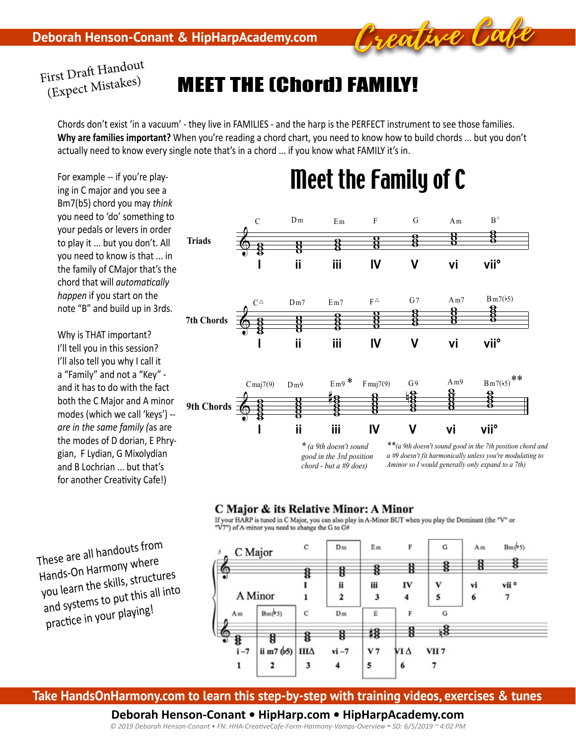First Draft Handout (Expect Mistakes)

# MEET THE (Chord) FAMILY!

Chords don't exist 'in a vacuum' - they live in FAMILIES - and the harp is the PERFECT instrument to see those families. **Why are families important?** When you're reading a chord chart, you need to know how to build chords ... but you don't actually need to know every single note that's in a chord ... if you know what FAMILY it's in.

For example -- if you're playing in C major and you see a Bm7(b5) chord you may *think* you need to 'do' something to your pedals or levers in order to play it ... but you don't. All you need to know is that ... in the family of CMajor that's the chord that will *automatically happen* if you start on the note "B" and build up in 3rds.

Why is THAT important? I'll tell you in this session? I'll also tell you why I call it a "Family" and not a "Key" - and it has to do with the fact both the C Major and A minor modes (which we call 'keys') -- *are in the same family (*as are the modes of D dorian, E Phrygian, F Lydian, G Mixolydian and B Lochrian ... but that's for another Creativity Cafe!)

## Meet the Family of C

| | I | ii | iii | IV | V | vi | vii° |
|---|---|---|---|---|---|---|---|
| Triads | C | Dm | Em | F | G | Am | B° |
| 7th Chords | C△ | Dm7 | Em7 | F△ | G7 | Am7 | Bm7(♭5) |
| 9th Chords | Cmaj7(9) | Dm9 | Em9 * | Fmaj7(9) | G9 | Am9 | Bm7(♭5) ** |

* *(a 9th doesn't sound good in the 3rd position chord - but a #9 does)*

** *(a 9th doesn't sound good in the 7th position chord and a #9 doesn't fit harmonically unless you're modulating to Aminor so I would generally only expand to a 7th)*

### C Major & its Relative Minor: A Minor

If your HARP is tuned in C Major, you can also play in A-Minor BUT when you play the Dominant (the "V" or "V7") of A-minor you need to change the G to G#

| C Major | C | Dm | Em | F | G | Am | Bm(♭5) |
|---|---|---|---|---|---|---|---|
| | I | ii | iii | IV | V | vi | vii° |
| | 1 | 2 | 3 | 4 | 5 | 6 | 7 |

| A Minor | Am | Bm(♭5) | C | Dm | E | F | G |
|---|---|---|---|---|---|---|---|
| | i –7 | ii m7 (♭5) | III△ | vi –7 | V 7 | VI △ | VII 7 |
| | 1 | 2 | 3 | 4 | 5 | 6 | 7 |

These are all handouts from Hands-On Harmony where you learn the skills, structures and systems to put this all into practice in your playing!

**Take HandsOnHarmony.com to learn this step-by-step with training videos, exercises & tunes**

**Deborah Henson-Conant • HipHarp.com • HipHarpAcademy.com**

*© 2019 Deborah Henson-Conant • FN: HHA-CreativeCafe-Form-Harmony-Vamps-Overview • SD: 6/5/2019 ~ 4:02 PM*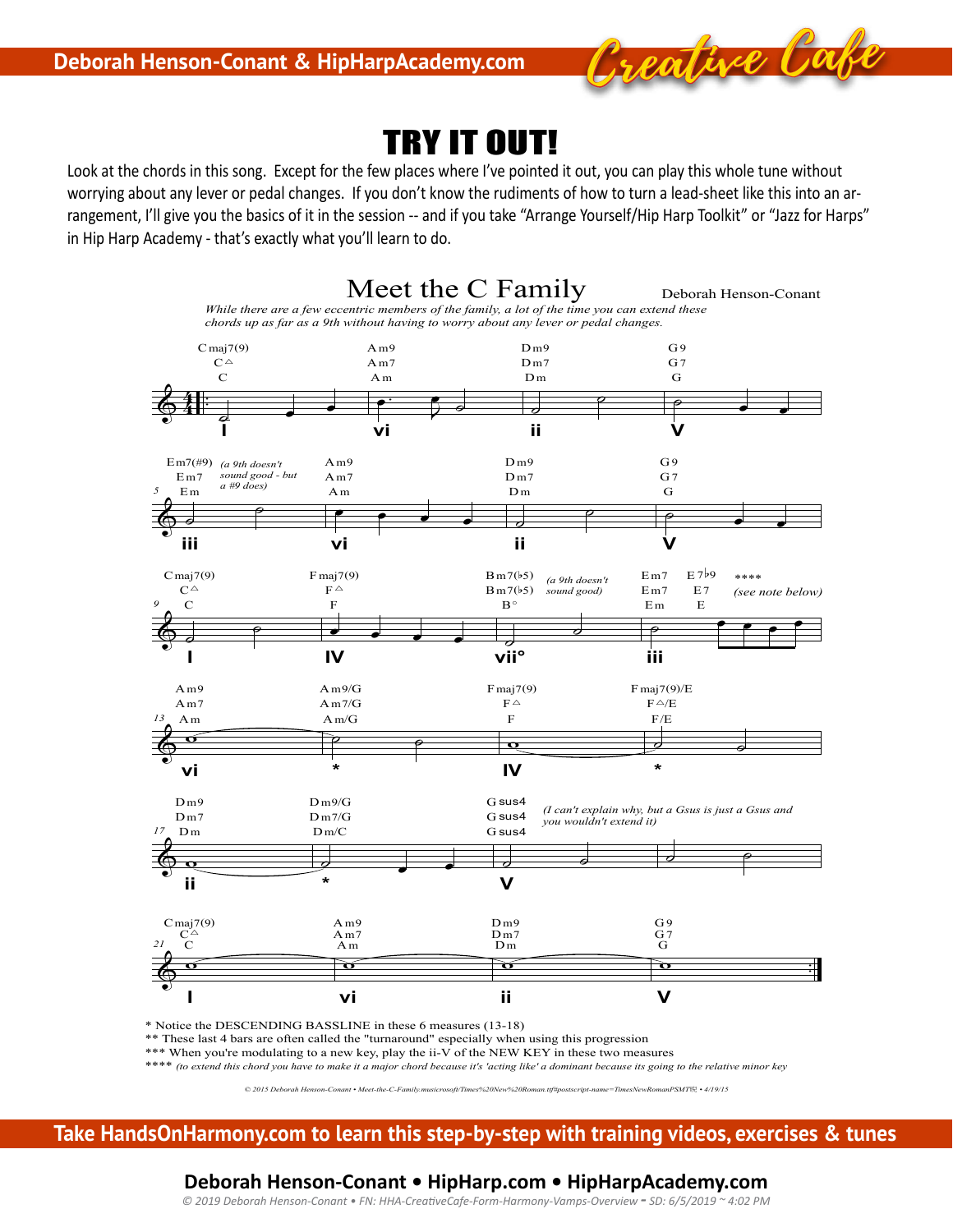# TRY IT OUT!

Look at the chords in this song. Except for the few places where I've pointed it out, you can play this whole tune without worrying about any lever or pedal changes. If you don't know the rudiments of how to turn a lead-sheet like this into an arrangement, I'll give you the basics of it in the session -- and if you take "Arrange Yourself/Hip Harp Toolkit" or "Jazz for Harps" in Hip Harp Academy - that's exactly what you'll learn to do.

## Meet the C Family

Deborah Henson-Conant

*While there are a few eccentric members of the family, a lot of the time you can extend these chords up as far as a 9th without having to worry about any lever or pedal changes.*

Cmaj7(9) / C△ / C — I
Am9 / Am7 / Am — vi
Dm9 / Dm7 / Dm — ii
G9 / G7 / G — V

Em7(#9) / Em7 / Em — iii *(a 9th doesn't sound good - but a #9 does)*
Am9 / Am7 / Am — vi
Dm9 / Dm7 / Dm — ii
G9 / G7 / G — V

Cmaj7(9) / C△ / C — I
Fmaj7(9) / F△ / F — IV
Bm7(♭5) / Bm7(♭5) / B° — vii° *(a 9th doesn't sound good)*
Em7 / Em7 / Em — iii; E7♭9 / E7 / E **** *(see note below)*

Am9 / Am7 / Am — vi
Am9/G / Am7/G / Am/G — *
Fmaj7(9) / F△ / F — IV
Fmaj7(9)/E / F△/E / F/E — *

Dm9 / Dm7 / Dm — ii
Dm9/G / Dm7/G / Dm/C — *
Gsus4 / Gsus4 / Gsus4 — V *(I can't explain why, but a Gsus is just a Gsus and you wouldn't extend it)*

Cmaj7(9) / C△ / C — I
Am9 / Am7 / Am — vi
Dm9 / Dm7 / Dm — ii
G9 / G7 / G — V

\* Notice the DESCENDING BASSLINE in these 6 measures (13-18)

** These last 4 bars are often called the "turnaround" especially when using this progression

*** When you're modulating to a new key, play the ii-V of the NEW KEY in these two measures

**** *(to extend this chord you have to make it a major chord because it's 'acting like' a dominant because its going to the relative minor key*

© 2015 Deborah Henson-Conant • Meet-the-C-Family.musicrosoft • 4/19/15

**Take HandsOnHarmony.com to learn this step-by-step with training videos, exercises & tunes**